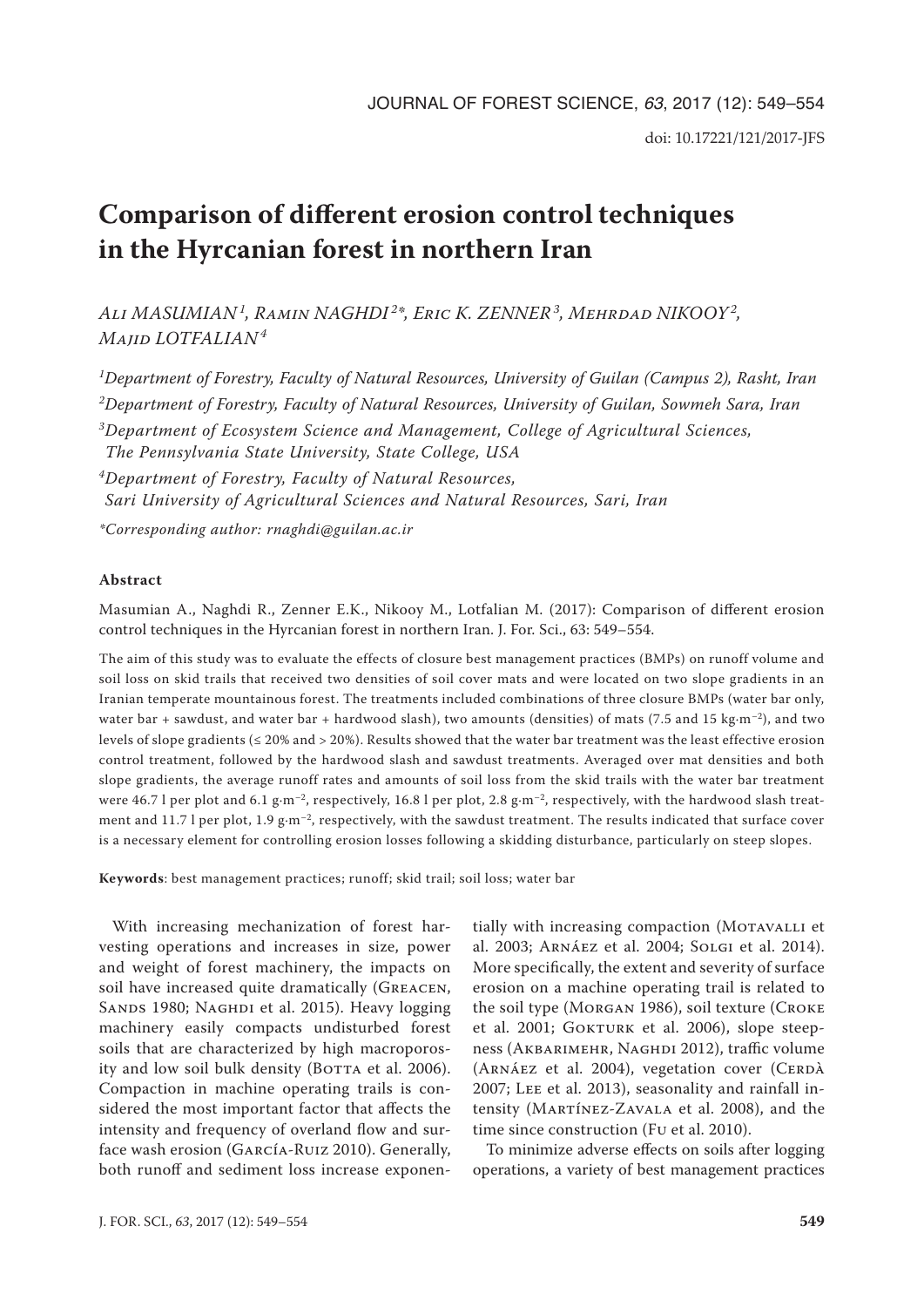# Comparison of different erosion control techniques in the Hyrcanian forest in northern Iran

*Ali MASUMIAN[1], Ramin NAGHDI[2]*, Eric K. ZENNER[3], Mehrdad NIKOOY[2], Majid LOTFALIAN[4]*

*[1]Department of Forestry, Faculty of Natural Resources, University of Guilan (Campus 2), Rasht, Iran*

*[2]Department of Forestry, Faculty of Natural Resources, University of Guilan, Sowmeh Sara, Iran*

*[3]Department of Ecosystem Science and Management, College of Agricultural Sciences, The Pennsylvania State University, State College, USA*

*[4]Department of Forestry, Faculty of Natural Resources, Sari University of Agricultural Sciences and Natural Resources, Sari, Iran*

*\*Corresponding author: rnaghdi@guilan.ac.ir*

### Abstract

Masumian A., Naghdi R., Zenner E.K., Nikooy M., Lotfalian M. (2017): Comparison of different erosion control techniques in the Hyrcanian forest in northern Iran. J. For. Sci., 63: 549–554.

The aim of this study was to evaluate the effects of closure best management practices (BMPs) on runoff volume and soil loss on skid trails that received two densities of soil cover mats and were located on two slope gradients in an Iranian temperate mountainous forest. The treatments included combinations of three closure BMPs (water bar only, water bar + sawdust, and water bar + hardwood slash), two amounts (densities) of mats (7.5 and 15 $kg \cdot m^{-2}$), and two levels of slope gradients (≤ 20% and > 20%). Results showed that the water bar treatment was the least effective erosion control treatment, followed by the hardwood slash and sawdust treatments. Averaged over mat densities and both slope gradients, the average runoff rates and amounts of soil loss from the skid trails with the water bar treatment were 46.7 l per plot and 6.1 $g \cdot m^{-2}$, respectively, 16.8 l per plot, 2.8 $g \cdot m^{-2}$, respectively, with the hardwood slash treatment and 11.7 l per plot, 1.9 $g \cdot m^{-2}$, respectively, with the sawdust treatment. The results indicated that surface cover is a necessary element for controlling erosion losses following a skidding disturbance, particularly on steep slopes.

**Keywords**: best management practices; runoff; skid trail; soil loss; water bar

With increasing mechanization of forest harvesting operations and increases in size, power and weight of forest machinery, the impacts on soil have increased quite dramatically (Greacen, Sands 1980; Naghdi et al. 2015). Heavy logging machinery easily compacts undisturbed forest soils that are characterized by high macroporosity and low soil bulk density (Botta et al. 2006). Compaction in machine operating trails is considered the most important factor that affects the intensity and frequency of overland flow and surface wash erosion (García-Ruiz 2010). Generally, both runoff and sediment loss increase exponentially with increasing compaction (Motavalli et al. 2003; Arnáez et al. 2004; Solgi et al. 2014). More specifically, the extent and severity of surface erosion on a machine operating trail is related to the soil type (Morgan 1986), soil texture (Croke et al. 2001; Gokturk et al. 2006), slope steepness (Akbarimehr, Naghdi 2012), traffic volume (Arnáez et al. 2004), vegetation cover (Cerdà 2007; Lee et al. 2013), seasonality and rainfall intensity (Martínez-Zavala et al. 2008), and the time since construction (Fu et al. 2010).

To minimize adverse effects on soils after logging operations, a variety of best management practices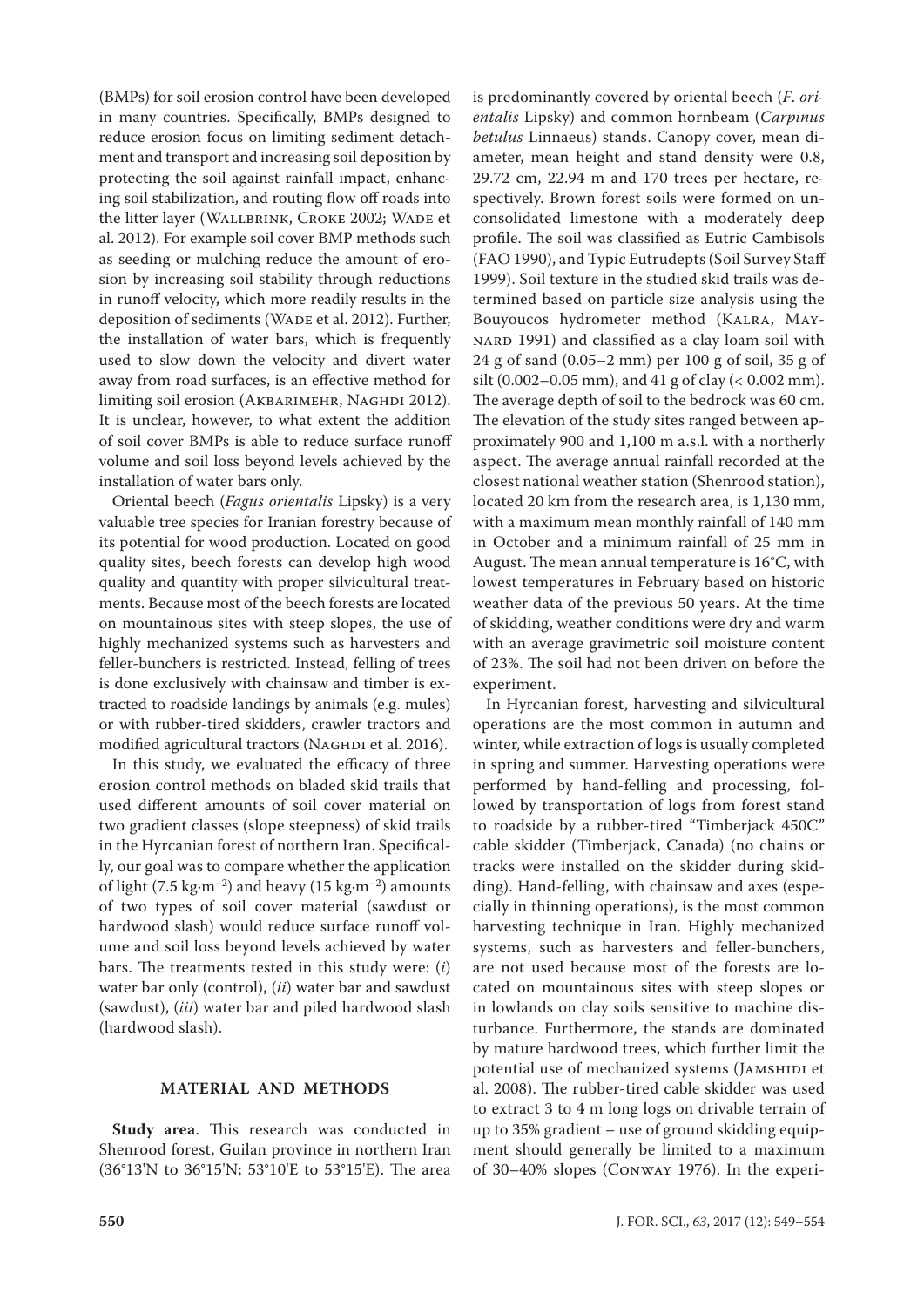(BMPs) for soil erosion control have been developed in many countries. Specifically, BMPs designed to reduce erosion focus on limiting sediment detachment and transport and increasing soil deposition by protecting the soil against rainfall impact, enhancing soil stabilization, and routing flow off roads into the litter layer (Wallbrink, Croke 2002; Wade et al. 2012). For example soil cover BMP methods such as seeding or mulching reduce the amount of erosion by increasing soil stability through reductions in runoff velocity, which more readily results in the deposition of sediments (Wade et al. 2012). Further, the installation of water bars, which is frequently used to slow down the velocity and divert water away from road surfaces, is an effective method for limiting soil erosion (Akbarimehr, Naghdi 2012). It is unclear, however, to what extent the addition of soil cover BMPs is able to reduce surface runoff volume and soil loss beyond levels achieved by the installation of water bars only.

Oriental beech (*Fagus orientalis* Lipsky) is a very valuable tree species for Iranian forestry because of its potential for wood production. Located on good quality sites, beech forests can develop high wood quality and quantity with proper silvicultural treatments. Because most of the beech forests are located on mountainous sites with steep slopes, the use of highly mechanized systems such as harvesters and feller-bunchers is restricted. Instead, felling of trees is done exclusively with chainsaw and timber is extracted to roadside landings by animals (e.g. mules) or with rubber-tired skidders, crawler tractors and modified agricultural tractors (Naghdi et al. 2016).

In this study, we evaluated the efficacy of three erosion control methods on bladed skid trails that used different amounts of soil cover material on two gradient classes (slope steepness) of skid trails in the Hyrcanian forest of northern Iran. Specifically, our goal was to compare whether the application of light (7.5 kg·m$^{-2}$) and heavy (15 kg·m$^{-2}$) amounts of two types of soil cover material (sawdust or hardwood slash) would reduce surface runoff volume and soil loss beyond levels achieved by water bars. The treatments tested in this study were: (*i*) water bar only (control), (*ii*) water bar and sawdust (sawdust), (*iii*) water bar and piled hardwood slash (hardwood slash).

## MATERIAL AND METHODS

**Study area**. This research was conducted in Shenrood forest, Guilan province in northern Iran (36°13'N to 36°15'N; 53°10'E to 53°15'E). The area is predominantly covered by oriental beech (*F. orientalis* Lipsky) and common hornbeam (*Carpinus betulus* Linnaeus) stands. Canopy cover, mean diameter, mean height and stand density were 0.8, 29.72 cm, 22.94 m and 170 trees per hectare, respectively. Brown forest soils were formed on unconsolidated limestone with a moderately deep profile. The soil was classified as Eutric Cambisols (FAO 1990), and Typic Eutrudepts (Soil Survey Staff 1999). Soil texture in the studied skid trails was determined based on particle size analysis using the Bouyoucos hydrometer method (Kalra, Maynard 1991) and classified as a clay loam soil with 24 g of sand (0.05–2 mm) per 100 g of soil, 35 g of silt (0.002–0.05 mm), and 41 g of clay (< 0.002 mm). The average depth of soil to the bedrock was 60 cm. The elevation of the study sites ranged between approximately 900 and 1,100 m a.s.l. with a northerly aspect. The average annual rainfall recorded at the closest national weather station (Shenrood station), located 20 km from the research area, is 1,130 mm, with a maximum mean monthly rainfall of 140 mm in October and a minimum rainfall of 25 mm in August. The mean annual temperature is 16°C, with lowest temperatures in February based on historic weather data of the previous 50 years. At the time of skidding, weather conditions were dry and warm with an average gravimetric soil moisture content of 23%. The soil had not been driven on before the experiment.

In Hyrcanian forest, harvesting and silvicultural operations are the most common in autumn and winter, while extraction of logs is usually completed in spring and summer. Harvesting operations were performed by hand-felling and processing, followed by transportation of logs from forest stand to roadside by a rubber-tired "Timberjack 450C" cable skidder (Timberjack, Canada) (no chains or tracks were installed on the skidder during skidding). Hand-felling, with chainsaw and axes (especially in thinning operations), is the most common harvesting technique in Iran. Highly mechanized systems, such as harvesters and feller-bunchers, are not used because most of the forests are located on mountainous sites with steep slopes or in lowlands on clay soils sensitive to machine disturbance. Furthermore, the stands are dominated by mature hardwood trees, which further limit the potential use of mechanized systems (Jamshidi et al. 2008). The rubber-tired cable skidder was used to extract 3 to 4 m long logs on drivable terrain of up to 35% gradient – use of ground skidding equipment should generally be limited to a maximum of 30–40% slopes (Conway 1976). In the experi-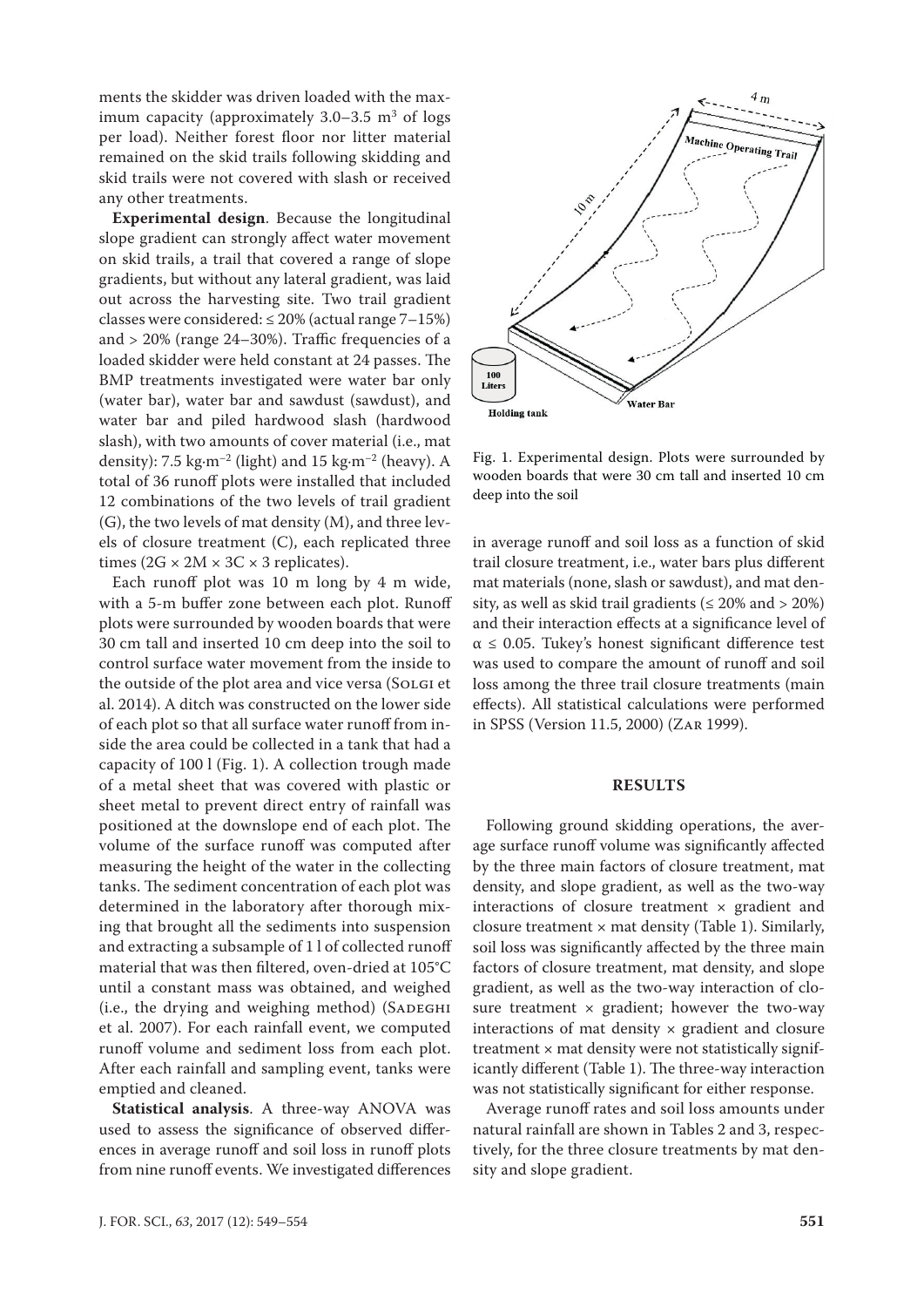ments the skidder was driven loaded with the maximum capacity (approximately 3.0–3.5 $m^3$ of logs per load). Neither forest floor nor litter material remained on the skid trails following skidding and skid trails were not covered with slash or received any other treatments.

**Experimental design**. Because the longitudinal slope gradient can strongly affect water movement on skid trails, a trail that covered a range of slope gradients, but without any lateral gradient, was laid out across the harvesting site. Two trail gradient classes were considered: ≤ 20% (actual range 7–15%) and > 20% (range 24–30%). Traffic frequencies of a loaded skidder were held constant at 24 passes. The BMP treatments investigated were water bar only (water bar), water bar and sawdust (sawdust), and water bar and piled hardwood slash (hardwood slash), with two amounts of cover material (i.e., mat density): 7.5 $kg \cdot m^{-2}$ (light) and 15 $kg \cdot m^{-2}$ (heavy). A total of 36 runoff plots were installed that included 12 combinations of the two levels of trail gradient (G), the two levels of mat density (M), and three levels of closure treatment (C), each replicated three times (2G × 2M × 3C × 3 replicates).

Each runoff plot was 10 m long by 4 m wide, with a 5-m buffer zone between each plot. Runoff plots were surrounded by wooden boards that were 30 cm tall and inserted 10 cm deep into the soil to control surface water movement from the inside to the outside of the plot area and vice versa (Solgi et al. 2014). A ditch was constructed on the lower side of each plot so that all surface water runoff from inside the area could be collected in a tank that had a capacity of 100 l (Fig. 1). A collection trough made of a metal sheet that was covered with plastic or sheet metal to prevent direct entry of rainfall was positioned at the downslope end of each plot. The volume of the surface runoff was computed after measuring the height of the water in the collecting tanks. The sediment concentration of each plot was determined in the laboratory after thorough mixing that brought all the sediments into suspension and extracting a subsample of 1 l of collected runoff material that was then filtered, oven-dried at 105°C until a constant mass was obtained, and weighed (i.e., the drying and weighing method) (Sadeghi et al. 2007). For each rainfall event, we computed runoff volume and sediment loss from each plot. After each rainfall and sampling event, tanks were emptied and cleaned.

**Statistical analysis**. A three-way ANOVA was used to assess the significance of observed differences in average runoff and soil loss in runoff plots from nine runoff events. We investigated differences in average runoff and soil loss as a function of skid trail closure treatment, i.e., water bars plus different mat materials (none, slash or sawdust), and mat density, as well as skid trail gradients (≤ 20% and > 20%) and their interaction effects at a significance level of $\alpha \leq 0.05$. Tukey's honest significant difference test was used to compare the amount of runoff and soil loss among the three trail closure treatments (main effects). All statistical calculations were performed in SPSS (Version 11.5, 2000) (Zar 1999).

Fig. 1. Experimental design. Plots were surrounded by wooden boards that were 30 cm tall and inserted 10 cm deep into the soil

## RESULTS

Following ground skidding operations, the average surface runoff volume was significantly affected by the three main factors of closure treatment, mat density, and slope gradient, as well as the two-way interactions of closure treatment × gradient and closure treatment × mat density (Table 1). Similarly, soil loss was significantly affected by the three main factors of closure treatment, mat density, and slope gradient, as well as the two-way interaction of closure treatment × gradient; however the two-way interactions of mat density × gradient and closure treatment × mat density were not statistically significantly different (Table 1). The three-way interaction was not statistically significant for either response.

Average runoff rates and soil loss amounts under natural rainfall are shown in Tables 2 and 3, respectively, for the three closure treatments by mat density and slope gradient.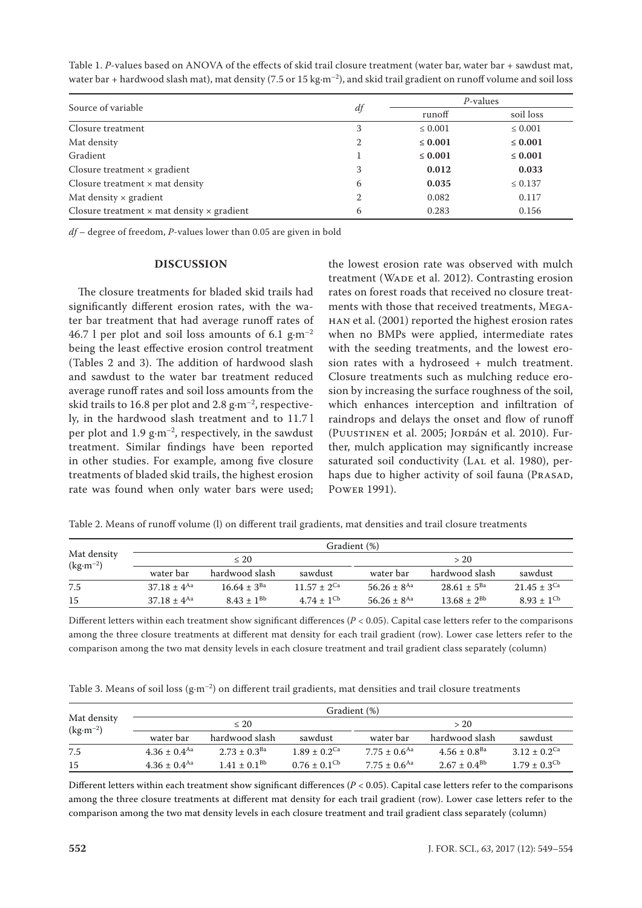Table 1. *P*-values based on ANOVA of the effects of skid trail closure treatment (water bar, water bar + sawdust mat, water bar + hardwood slash mat), mat density (7.5 or 15 kg·m$^{-2}$), and skid trail gradient on runoff volume and soil loss

| Source of variable | *df* | *P*-values | |
|---|---|---|---|
| | | runoff | soil loss |
| Closure treatment | 3 | ≤ 0.001 | ≤ 0.001 |
| Mat density | 2 | **≤ 0.001** | **≤ 0.001** |
| Gradient | 1 | **≤ 0.001** | **≤ 0.001** |
| Closure treatment × gradient | 3 | **0.012** | **0.033** |
| Closure treatment × mat density | 6 | **0.035** | ≤ 0.137 |
| Mat density × gradient | 2 | 0.082 | 0.117 |
| Closure treatment × mat density × gradient | 6 | 0.283 | 0.156 |

*df* – degree of freedom, *P*-values lower than 0.05 are given in bold

## DISCUSSION

The closure treatments for bladed skid trails had significantly different erosion rates, with the water bar treatment that had average runoff rates of 46.7 l per plot and soil loss amounts of 6.1 g·m$^{-2}$ being the least effective erosion control treatment (Tables 2 and 3). The addition of hardwood slash and sawdust to the water bar treatment reduced average runoff rates and soil loss amounts from the skid trails to 16.8 per plot and 2.8 g·m$^{-2}$, respectively, in the hardwood slash treatment and to 11.7 l per plot and 1.9 g·m$^{-2}$, respectively, in the sawdust treatment. Similar findings have been reported in other studies. For example, among five closure treatments of bladed skid trails, the highest erosion rate was found when only water bars were used; the lowest erosion rate was observed with mulch treatment (Wade et al. 2012). Contrasting erosion rates on forest roads that received no closure treatments with those that received treatments, Megahan et al. (2001) reported the highest erosion rates when no BMPs were applied, intermediate rates with the seeding treatments, and the lowest erosion rates with a hydroseed + mulch treatment. Closure treatments such as mulching reduce erosion by increasing the surface roughness of the soil, which enhances interception and infiltration of raindrops and delays the onset and flow of runoff (Puustinen et al. 2005; Jordán et al. 2010). Further, mulch application may significantly increase saturated soil conductivity (Lal et al. 1980), perhaps due to higher activity of soil fauna (Prasad, Power 1991).

Table 2. Means of runoff volume (l) on different trail gradients, mat densities and trail closure treatments

| Mat density (kg·m$^{-2}$) | Gradient (%) | | | | | |
|---|---|---|---|---|---|---|
| | ≤ 20 | | | > 20 | | |
| | water bar | hardwood slash | sawdust | water bar | hardwood slash | sawdust |
| 7.5 | 37.18 ± 4$^{Aa}$ | 16.64 ± 3$^{Ba}$ | 11.57 ± 2$^{Ca}$ | 56.26 ± 8$^{Aa}$ | 28.61 ± 5$^{Ba}$ | 21.45 ± 3$^{Ca}$ |
| 15 | 37.18 ± 4$^{Aa}$ | 8.43 ± 1$^{Bb}$ | 4.74 ± 1$^{Cb}$ | 56.26 ± 8$^{Aa}$ | 13.68 ± 2$^{Bb}$ | 8.93 ± 1$^{Cb}$ |

Different letters within each treatment show significant differences ($P < 0.05$). Capital case letters refer to the comparisons among the three closure treatments at different mat density for each trail gradient (row). Lower case letters refer to the comparison among the two mat density levels in each closure treatment and trail gradient class separately (column)

Table 3. Means of soil loss (g·m$^{-2}$) on different trail gradients, mat densities and trail closure treatments

| Mat density (kg·m$^{-2}$) | Gradient (%) | | | | | |
|---|---|---|---|---|---|---|
| | ≤ 20 | | | > 20 | | |
| | water bar | hardwood slash | sawdust | water bar | hardwood slash | sawdust |
| 7.5 | 4.36 ± 0.4$^{Aa}$ | 2.73 ± 0.3$^{Ba}$ | 1.89 ± 0.2$^{Ca}$ | 7.75 ± 0.6$^{Aa}$ | 4.56 ± 0.8$^{Ba}$ | 3.12 ± 0.2$^{Ca}$ |
| 15 | 4.36 ± 0.4$^{Aa}$ | 1.41 ± 0.1$^{Bb}$ | 0.76 ± 0.1$^{Cb}$ | 7.75 ± 0.6$^{Aa}$ | 2.67 ± 0.4$^{Bb}$ | 1.79 ± 0.3$^{Cb}$ |

Different letters within each treatment show significant differences ($P < 0.05$). Capital case letters refer to the comparisons among the three closure treatments at different mat density for each trail gradient (row). Lower case letters refer to the comparison among the two mat density levels in each closure treatment and trail gradient class separately (column)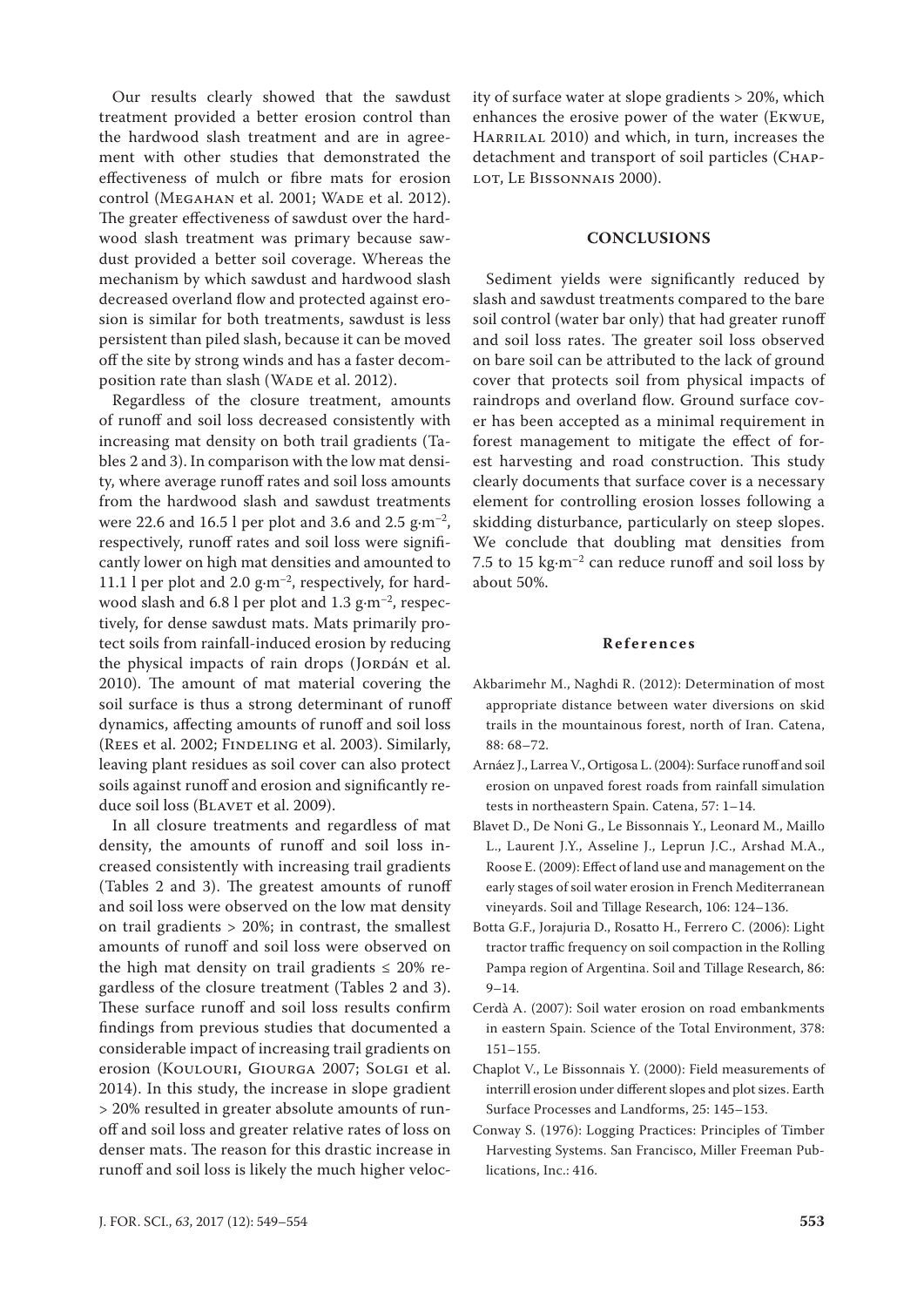Our results clearly showed that the sawdust treatment provided a better erosion control than the hardwood slash treatment and are in agreement with other studies that demonstrated the effectiveness of mulch or fibre mats for erosion control (Megahan et al. 2001; Wade et al. 2012). The greater effectiveness of sawdust over the hardwood slash treatment was primary because sawdust provided a better soil coverage. Whereas the mechanism by which sawdust and hardwood slash decreased overland flow and protected against erosion is similar for both treatments, sawdust is less persistent than piled slash, because it can be moved off the site by strong winds and has a faster decomposition rate than slash (Wade et al. 2012).

Regardless of the closure treatment, amounts of runoff and soil loss decreased consistently with increasing mat density on both trail gradients (Tables 2 and 3). In comparison with the low mat density, where average runoff rates and soil loss amounts from the hardwood slash and sawdust treatments were 22.6 and 16.5 l per plot and 3.6 and 2.5 $g \cdot m^{-2}$, respectively, runoff rates and soil loss were significantly lower on high mat densities and amounted to 11.1 l per plot and 2.0 $g \cdot m^{-2}$, respectively, for hardwood slash and 6.8 l per plot and 1.3 $g \cdot m^{-2}$, respectively, for dense sawdust mats. Mats primarily protect soils from rainfall-induced erosion by reducing the physical impacts of rain drops (Jordán et al. 2010). The amount of mat material covering the soil surface is thus a strong determinant of runoff dynamics, affecting amounts of runoff and soil loss (Rees et al. 2002; Findeling et al. 2003). Similarly, leaving plant residues as soil cover can also protect soils against runoff and erosion and significantly reduce soil loss (Blavet et al. 2009).

In all closure treatments and regardless of mat density, the amounts of runoff and soil loss increased consistently with increasing trail gradients (Tables 2 and 3). The greatest amounts of runoff and soil loss were observed on the low mat density on trail gradients > 20%; in contrast, the smallest amounts of runoff and soil loss were observed on the high mat density on trail gradients ≤ 20% regardless of the closure treatment (Tables 2 and 3). These surface runoff and soil loss results confirm findings from previous studies that documented a considerable impact of increasing trail gradients on erosion (Koulouri, Giourga 2007; Solgi et al. 2014). In this study, the increase in slope gradient > 20% resulted in greater absolute amounts of runoff and soil loss and greater relative rates of loss on denser mats. The reason for this drastic increase in runoff and soil loss is likely the much higher velocity of surface water at slope gradients > 20%, which enhances the erosive power of the water (Ekwue, Harrilal 2010) and which, in turn, increases the detachment and transport of soil particles (Chaplot, Le Bissonnais 2000).

## CONCLUSIONS

Sediment yields were significantly reduced by slash and sawdust treatments compared to the bare soil control (water bar only) that had greater runoff and soil loss rates. The greater soil loss observed on bare soil can be attributed to the lack of ground cover that protects soil from physical impacts of raindrops and overland flow. Ground surface cover has been accepted as a minimal requirement in forest management to mitigate the effect of forest harvesting and road construction. This study clearly documents that surface cover is a necessary element for controlling erosion losses following a skidding disturbance, particularly on steep slopes. We conclude that doubling mat densities from 7.5 to 15 $kg \cdot m^{-2}$ can reduce runoff and soil loss by about 50%.

## References

Akbarimehr M., Naghdi R. (2012): Determination of most appropriate distance between water diversions on skid trails in the mountainous forest, north of Iran. Catena, 88: 68–72.

Arnáez J., Larrea V., Ortigosa L. (2004): Surface runoff and soil erosion on unpaved forest roads from rainfall simulation tests in northeastern Spain. Catena, 57: 1–14.

Blavet D., De Noni G., Le Bissonnais Y., Leonard M., Maillo L., Laurent J.Y., Asseline J., Leprun J.C., Arshad M.A., Roose E. (2009): Effect of land use and management on the early stages of soil water erosion in French Mediterranean vineyards. Soil and Tillage Research, 106: 124–136.

Botta G.F., Jorajuria D., Rosatto H., Ferrero C. (2006): Light tractor traffic frequency on soil compaction in the Rolling Pampa region of Argentina. Soil and Tillage Research, 86: 9–14.

Cerdà A. (2007): Soil water erosion on road embankments in eastern Spain. Science of the Total Environment, 378: 151–155.

Chaplot V., Le Bissonnais Y. (2000): Field measurements of interrill erosion under different slopes and plot sizes. Earth Surface Processes and Landforms, 25: 145–153.

Conway S. (1976): Logging Practices: Principles of Timber Harvesting Systems. San Francisco, Miller Freeman Publications, Inc.: 416.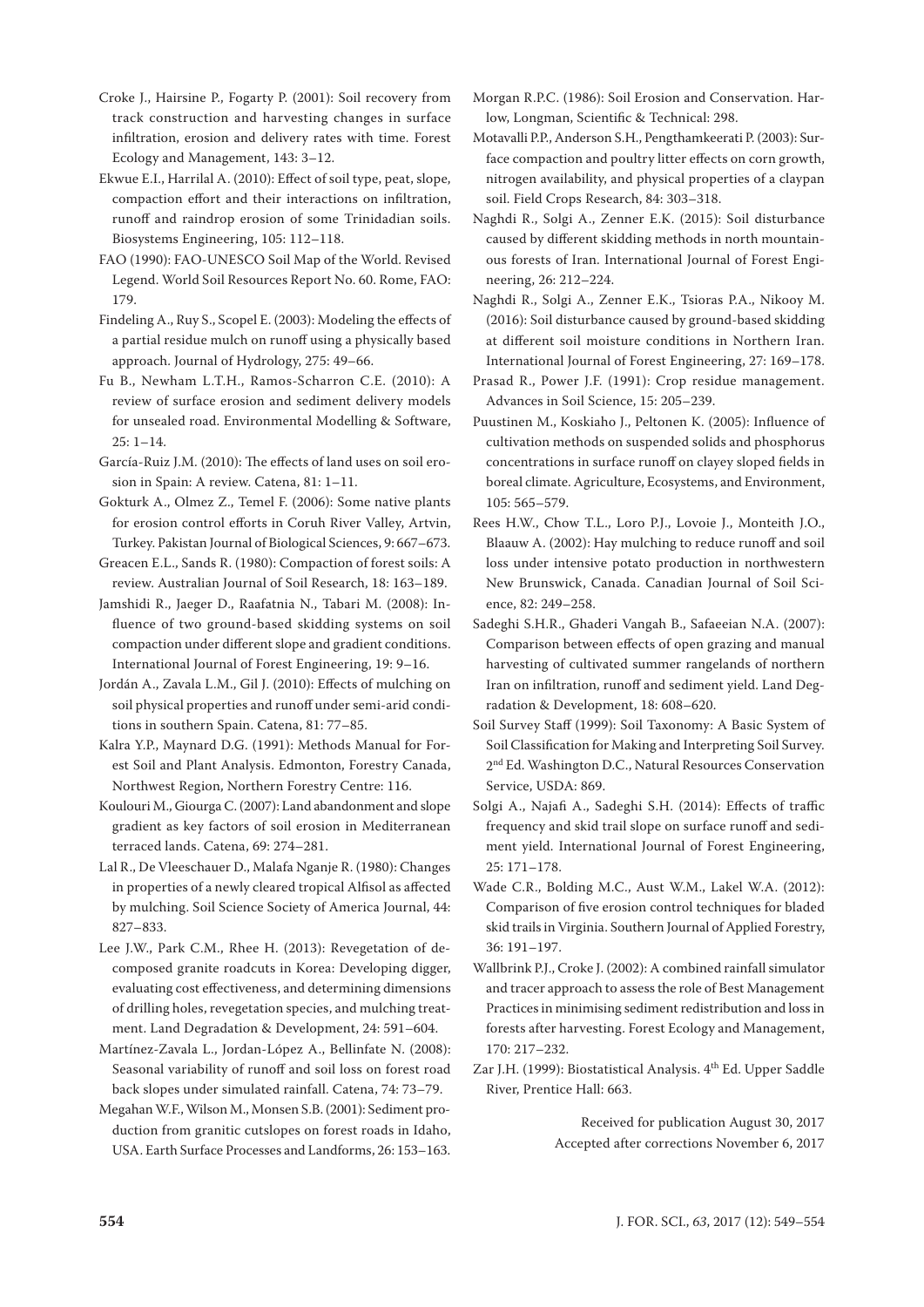Croke J., Hairsine P., Fogarty P. (2001): Soil recovery from track construction and harvesting changes in surface infiltration, erosion and delivery rates with time. Forest Ecology and Management, 143: 3–12.

Ekwue E.I., Harrilal A. (2010): Effect of soil type, peat, slope, compaction effort and their interactions on infiltration, runoff and raindrop erosion of some Trinidadian soils. Biosystems Engineering, 105: 112–118.

FAO (1990): FAO-UNESCO Soil Map of the World. Revised Legend. World Soil Resources Report No. 60. Rome, FAO: 179.

Findeling A., Ruy S., Scopel E. (2003): Modeling the effects of a partial residue mulch on runoff using a physically based approach. Journal of Hydrology, 275: 49–66.

Fu B., Newham L.T.H., Ramos-Scharron C.E. (2010): A review of surface erosion and sediment delivery models for unsealed road. Environmental Modelling & Software, 25: 1–14.

García-Ruiz J.M. (2010): The effects of land uses on soil erosion in Spain: A review. Catena, 81: 1–11.

Gokturk A., Olmez Z., Temel F. (2006): Some native plants for erosion control efforts in Coruh River Valley, Artvin, Turkey. Pakistan Journal of Biological Sciences, 9: 667–673.

Greacen E.L., Sands R. (1980): Compaction of forest soils: A review. Australian Journal of Soil Research, 18: 163–189.

Jamshidi R., Jaeger D., Raafatnia N., Tabari M. (2008): Influence of two ground-based skidding systems on soil compaction under different slope and gradient conditions. International Journal of Forest Engineering, 19: 9–16.

Jordán A., Zavala L.M., Gil J. (2010): Effects of mulching on soil physical properties and runoff under semi-arid conditions in southern Spain. Catena, 81: 77–85.

Kalra Y.P., Maynard D.G. (1991): Methods Manual for Forest Soil and Plant Analysis. Edmonton, Forestry Canada, Northwest Region, Northern Forestry Centre: 116.

Koulouri M., Giourga C. (2007): Land abandonment and slope gradient as key factors of soil erosion in Mediterranean terraced lands. Catena, 69: 274–281.

Lal R., De Vleeschauer D., Malafa Nganje R. (1980): Changes in properties of a newly cleared tropical Alfisol as affected by mulching. Soil Science Society of America Journal, 44: 827–833.

Lee J.W., Park C.M., Rhee H. (2013): Revegetation of decomposed granite roadcuts in Korea: Developing digger, evaluating cost effectiveness, and determining dimensions of drilling holes, revegetation species, and mulching treatment. Land Degradation & Development, 24: 591–604.

Martínez-Zavala L., Jordan-López A., Bellinfate N. (2008): Seasonal variability of runoff and soil loss on forest road back slopes under simulated rainfall. Catena, 74: 73–79.

Megahan W.F., Wilson M., Monsen S.B. (2001): Sediment production from granitic cutslopes on forest roads in Idaho, USA. Earth Surface Processes and Landforms, 26: 153–163.

Morgan R.P.C. (1986): Soil Erosion and Conservation. Harlow, Longman, Scientific & Technical: 298.

Motavalli P.P., Anderson S.H., Pengthamkeerati P. (2003): Surface compaction and poultry litter effects on corn growth, nitrogen availability, and physical properties of a claypan soil. Field Crops Research, 84: 303–318.

Naghdi R., Solgi A., Zenner E.K. (2015): Soil disturbance caused by different skidding methods in north mountainous forests of Iran. International Journal of Forest Engineering, 26: 212–224.

Naghdi R., Solgi A., Zenner E.K., Tsioras P.A., Nikooy M. (2016): Soil disturbance caused by ground-based skidding at different soil moisture conditions in Northern Iran. International Journal of Forest Engineering, 27: 169–178.

Prasad R., Power J.F. (1991): Crop residue management. Advances in Soil Science, 15: 205–239.

Puustinen M., Koskiaho J., Peltonen K. (2005): Influence of cultivation methods on suspended solids and phosphorus concentrations in surface runoff on clayey sloped fields in boreal climate. Agriculture, Ecosystems, and Environment, 105: 565–579.

Rees H.W., Chow T.L., Loro P.J., Lovoie J., Monteith J.O., Blaauw A. (2002): Hay mulching to reduce runoff and soil loss under intensive potato production in northwestern New Brunswick, Canada. Canadian Journal of Soil Science, 82: 249–258.

Sadeghi S.H.R., Ghaderi Vangah B., Safaeeian N.A. (2007): Comparison between effects of open grazing and manual harvesting of cultivated summer rangelands of northern Iran on infiltration, runoff and sediment yield. Land Degradation & Development, 18: 608–620.

Soil Survey Staff (1999): Soil Taxonomy: A Basic System of Soil Classification for Making and Interpreting Soil Survey. 2nd Ed. Washington D.C., Natural Resources Conservation Service, USDA: 869.

Solgi A., Najafi A., Sadeghi S.H. (2014): Effects of traffic frequency and skid trail slope on surface runoff and sediment yield. International Journal of Forest Engineering, 25: 171–178.

Wade C.R., Bolding M.C., Aust W.M., Lakel W.A. (2012): Comparison of five erosion control techniques for bladed skid trails in Virginia. Southern Journal of Applied Forestry, 36: 191–197.

Wallbrink P.J., Croke J. (2002): A combined rainfall simulator and tracer approach to assess the role of Best Management Practices in minimising sediment redistribution and loss in forests after harvesting. Forest Ecology and Management, 170: 217–232.

Zar J.H. (1999): Biostatistical Analysis. 4th Ed. Upper Saddle River, Prentice Hall: 663.

Received for publication August 30, 2017
Accepted after corrections November 6, 2017